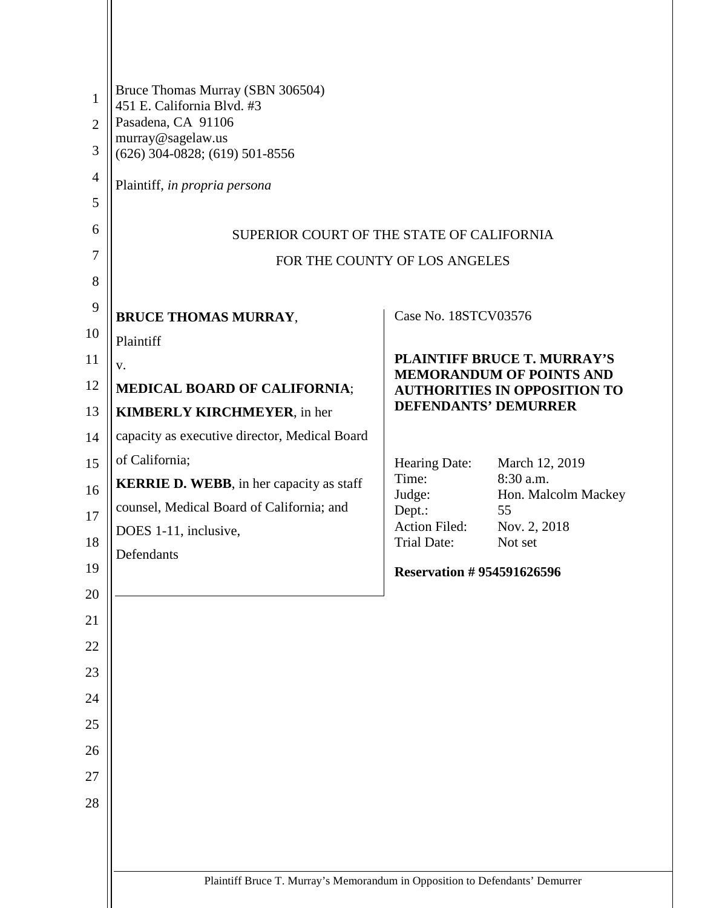Bruce Thomas Murray (SBN 306504)
451 E. California Blvd. #3
Pasadena, CA 91106
murray@sagelaw.us
(626) 304-0828; (619) 501-8556

Plaintiff, *in propria persona*

SUPERIOR COURT OF THE STATE OF CALIFORNIA

FOR THE COUNTY OF LOS ANGELES

**BRUCE THOMAS MURRAY**,

Plaintiff

v.

**MEDICAL BOARD OF CALIFORNIA**;
**KIMBERLY KIRCHMEYER**, in her capacity as executive director, Medical Board of California;
**KERRIE D. WEBB**, in her capacity as staff counsel, Medical Board of California; and DOES 1-11, inclusive,

Defendants

Case No. 18STCV03576

**PLAINTIFF BRUCE T. MURRAY'S MEMORANDUM OF POINTS AND AUTHORITIES IN OPPOSITION TO DEFENDANTS' DEMURRER**

| | |
|---|---|
| Hearing Date: | March 12, 2019 |
| Time: | 8:30 a.m. |
| Judge: | Hon. Malcolm Mackey |
| Dept.: | 55 |
| Action Filed: | Nov. 2, 2018 |
| Trial Date: | Not set |

**Reservation # 954591626596**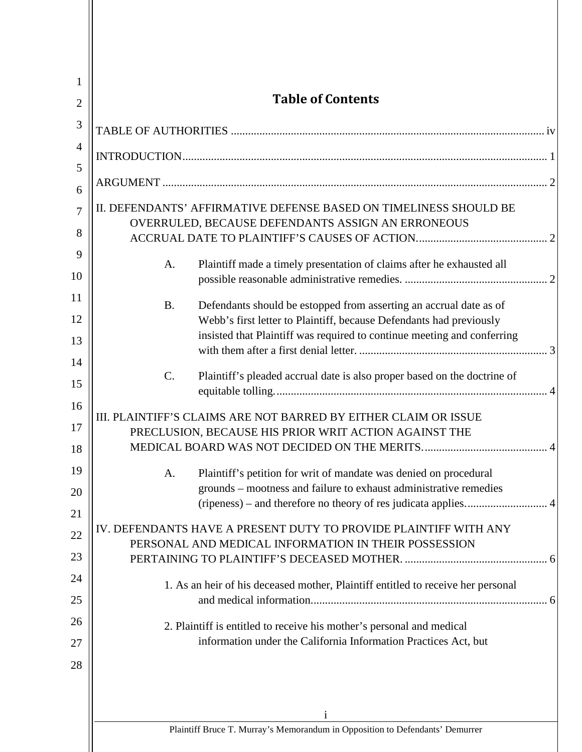# Table of Contents

TABLE OF AUTHORITIES ............................................................................................................. iv

INTRODUCTION.............................................................................................................................. 1

ARGUMENT ..................................................................................................................................... 2

II. DEFENDANTS' AFFIRMATIVE DEFENSE BASED ON TIMELINESS SHOULD BE OVERRULED, BECAUSE DEFENDANTS ASSIGN AN ERRONEOUS ACCRUAL DATE TO PLAINTIFF'S CAUSES OF ACTION............................................. 2

- A. Plaintiff made a timely presentation of claims after he exhausted all possible reasonable administrative remedies. ................................................. 2
- B. Defendants should be estopped from asserting an accrual date as of Webb's first letter to Plaintiff, because Defendants had previously insisted that Plaintiff was required to continue meeting and conferring with them after a first denial letter. ................................................................. 3
- C. Plaintiff's pleaded accrual date is also proper based on the doctrine of equitable tolling.............................................................................................. 4

III. PLAINTIFF'S CLAIMS ARE NOT BARRED BY EITHER CLAIM OR ISSUE PRECLUSION, BECAUSE HIS PRIOR WRIT ACTION AGAINST THE MEDICAL BOARD WAS NOT DECIDED ON THE MERITS........................................... 4

- A. Plaintiff's petition for writ of mandate was denied on procedural grounds – mootness and failure to exhaust administrative remedies (ripeness) – and therefore no theory of res judicata applies............................ 4

IV. DEFENDANTS HAVE A PRESENT DUTY TO PROVIDE PLAINTIFF WITH ANY PERSONAL AND MEDICAL INFORMATION IN THEIR POSSESSION PERTAINING TO PLAINTIFF'S DECEASED MOTHER. ................................................ 6

1. As an heir of his deceased mother, Plaintiff entitled to receive her personal and medical information.................................................................................. 6
2. Plaintiff is entitled to receive his mother's personal and medical information under the California Information Practices Act, but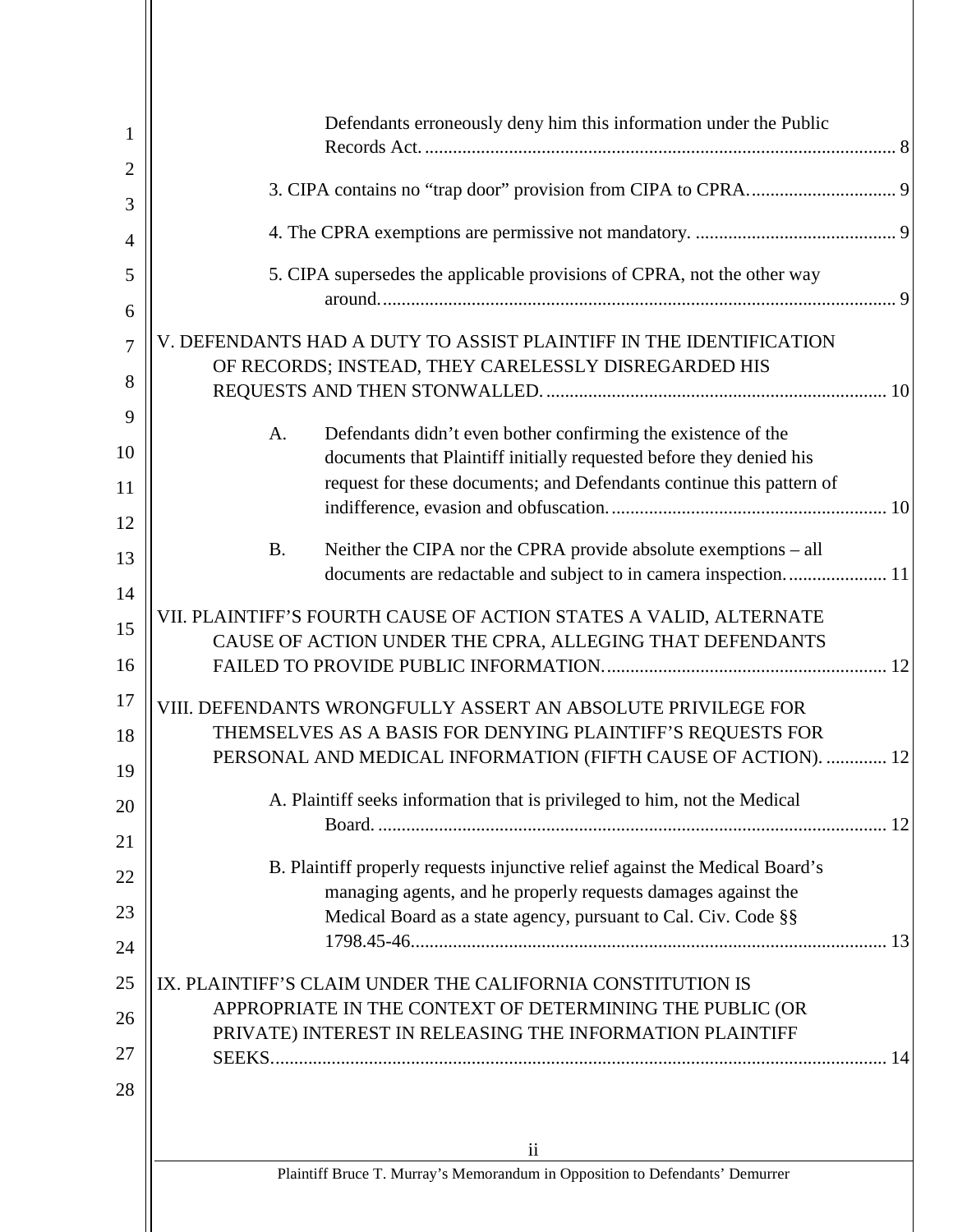Defendants erroneously deny him this information under the Public Records Act. ........................................................................................................ 8

3. CIPA contains no "trap door" provision from CIPA to CPRA. .............................. 9

4. The CPRA exemptions are permissive not mandatory. .......................................... 9

5. CIPA supersedes the applicable provisions of CPRA, not the other way around. ........................................................................................................ 9

V. DEFENDANTS HAD A DUTY TO ASSIST PLAINTIFF IN THE IDENTIFICATION OF RECORDS; INSTEAD, THEY CARELESSLY DISREGARDED HIS REQUESTS AND THEN STONWALLED. ........................................................................ 10

A. Defendants didn't even bother confirming the existence of the documents that Plaintiff initially requested before they denied his request for these documents; and Defendants continue this pattern of indifference, evasion and obfuscation. ......................................................... 10

B. Neither the CIPA nor the CPRA provide absolute exemptions – all documents are redactable and subject to in camera inspection. .................... 11

VII. PLAINTIFF'S FOURTH CAUSE OF ACTION STATES A VALID, ALTERNATE CAUSE OF ACTION UNDER THE CPRA, ALLEGING THAT DEFENDANTS FAILED TO PROVIDE PUBLIC INFORMATION. ........................................................... 12

VIII. DEFENDANTS WRONGFULLY ASSERT AN ABSOLUTE PRIVILEGE FOR THEMSELVES AS A BASIS FOR DENYING PLAINTIFF'S REQUESTS FOR PERSONAL AND MEDICAL INFORMATION (FIFTH CAUSE OF ACTION). ............ 12

A. Plaintiff seeks information that is privileged to him, not the Medical Board. ........................................................................................................ 12

B. Plaintiff properly requests injunctive relief against the Medical Board's managing agents, and he properly requests damages against the Medical Board as a state agency, pursuant to Cal. Civ. Code §§ 1798.45-46. .................................................................................................. 13

IX. PLAINTIFF'S CLAIM UNDER THE CALIFORNIA CONSTITUTION IS APPROPRIATE IN THE CONTEXT OF DETERMINING THE PUBLIC (OR PRIVATE) INTEREST IN RELEASING THE INFORMATION PLAINTIFF SEEKS. ................................................................................................................ 14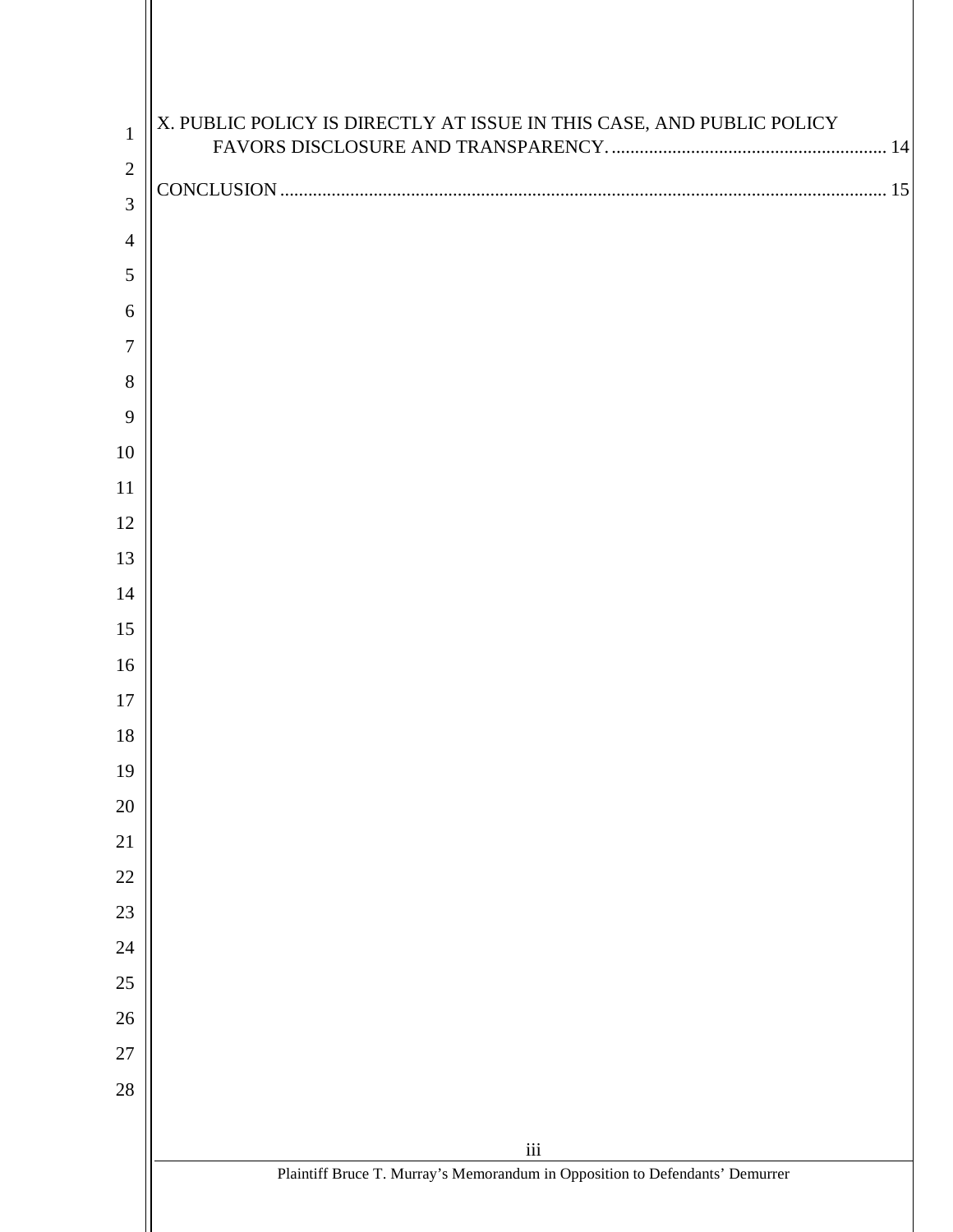X. PUBLIC POLICY IS DIRECTLY AT ISSUE IN THIS CASE, AND PUBLIC POLICY FAVORS DISCLOSURE AND TRANSPARENCY. .......................................................... 14

CONCLUSION ................................................................................................................ 15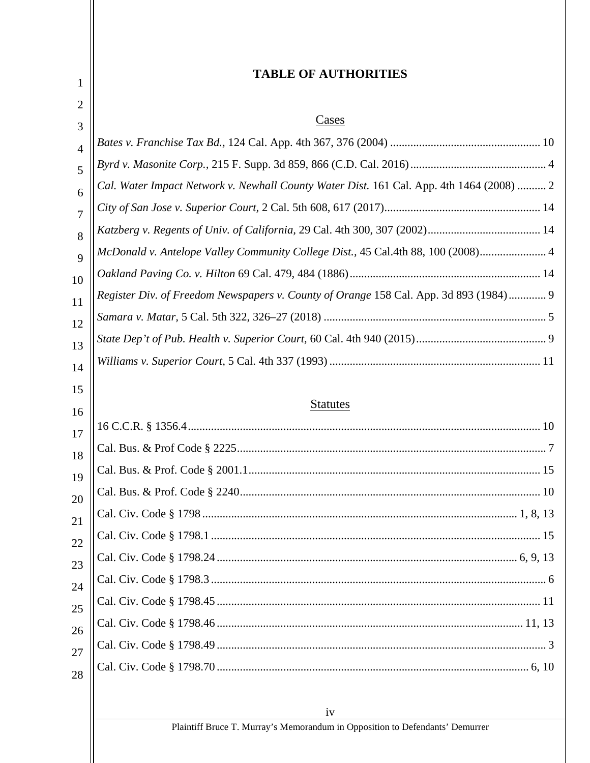# TABLE OF AUTHORITIES

## Cases

*Bates v. Franchise Tax Bd.*, 124 Cal. App. 4th 367, 376 (2004) .................................................... 10

*Byrd v. Masonite Corp.*, 215 F. Supp. 3d 859, 866 (C.D. Cal. 2016) .............................................. 4

*Cal. Water Impact Network v. Newhall County Water Dist.* 161 Cal. App. 4th 1464 (2008) .......... 2

*City of San Jose v. Superior Court*, 2 Cal. 5th 608, 617 (2017)...................................................... 14

*Katzberg v. Regents of Univ. of California*, 29 Cal. 4th 300, 307 (2002)....................................... 14

*McDonald v. Antelope Valley Community College Dist.*, 45 Cal.4th 88, 100 (2008)....................... 4

*Oakland Paving Co. v. Hilton* 69 Cal. 479, 484 (1886).................................................................. 14

*Register Div. of Freedom Newspapers v. County of Orange* 158 Cal. App. 3d 893 (1984)............. 9

*Samara v. Matar*, 5 Cal. 5th 322, 326–27 (2018) ............................................................................. 5

*State Dep't of Pub. Health v. Superior Court*, 60 Cal. 4th 940 (2015)............................................. 9

*Williams v. Superior Court*, 5 Cal. 4th 337 (1993) ......................................................................... 11

## Statutes

16 C.C.R. § 1356.4........................................................................................................................... 10

Cal. Bus. & Prof Code § 2225............................................................................................................ 7

Cal. Bus. & Prof. Code § 2001.1...................................................................................................... 15

Cal. Bus. & Prof. Code § 2240......................................................................................................... 10

Cal. Civ. Code § 1798 ............................................................................................................ 1, 8, 13

Cal. Civ. Code § 1798.1 .................................................................................................................. 15

Cal. Civ. Code § 1798.24 ....................................................................................................... 6, 9, 13

Cal. Civ. Code § 1798.3 .................................................................................................................... 6

Cal. Civ. Code § 1798.45 ................................................................................................................ 11

Cal. Civ. Code § 1798.46 ........................................................................................................... 11, 13

Cal. Civ. Code § 1798.49 .................................................................................................................. 3

Cal. Civ. Code § 1798.70 ............................................................................................................. 6, 10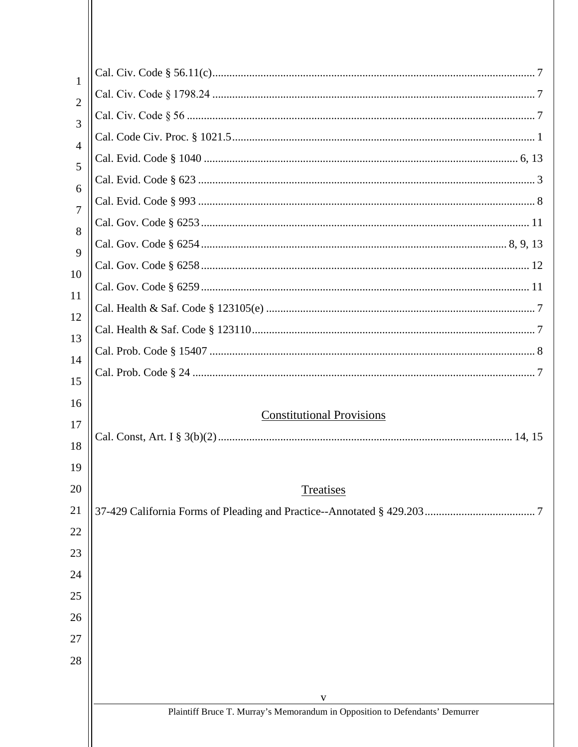Cal. Civ. Code § 56.11(c) ........................................................................................................ 7

Cal. Civ. Code § 1798.24 ........................................................................................................ 7

Cal. Civ. Code § 56 ................................................................................................................ 7

Cal. Code Civ. Proc. § 1021.5 ................................................................................................. 1

Cal. Evid. Code § 1040 .................................................................................................... 6, 13

Cal. Evid. Code § 623 .............................................................................................................. 3

Cal. Evid. Code § 993 .............................................................................................................. 8

Cal. Gov. Code § 6253 ........................................................................................................... 11

Cal. Gov. Code § 6254 ...................................................................................................... 8, 9, 13

Cal. Gov. Code § 6258 ........................................................................................................... 12

Cal. Gov. Code § 6259 ........................................................................................................... 11

Cal. Health & Saf. Code § 123105(e) ...................................................................................... 7

Cal. Health & Saf. Code § 123110 ........................................................................................... 7

Cal. Prob. Code § 15407 .......................................................................................................... 8

Cal. Prob. Code § 24 ................................................................................................................ 7

## Constitutional Provisions

Cal. Const, Art. I § 3(b)(2) ............................................................................................. 14, 15

## Treatises

37-429 California Forms of Pleading and Practice--Annotated § 429.203 ............................... 7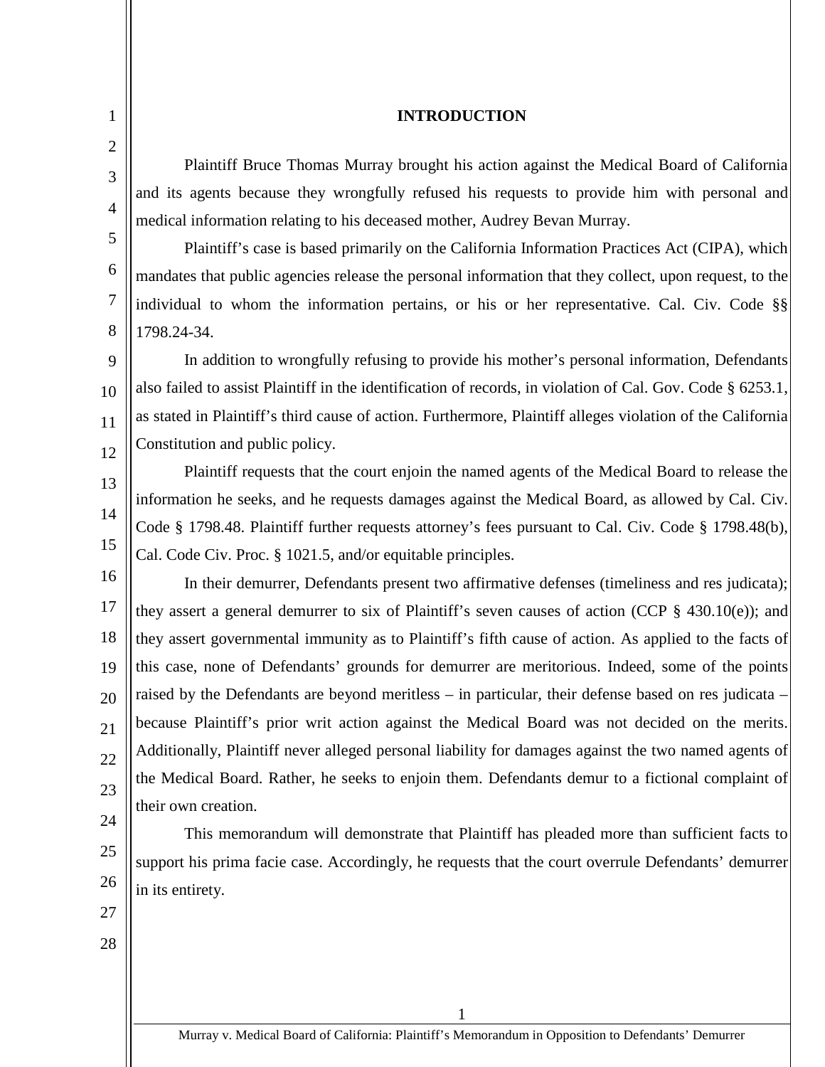## INTRODUCTION

Plaintiff Bruce Thomas Murray brought his action against the Medical Board of California and its agents because they wrongfully refused his requests to provide him with personal and medical information relating to his deceased mother, Audrey Bevan Murray.

Plaintiff's case is based primarily on the California Information Practices Act (CIPA), which mandates that public agencies release the personal information that they collect, upon request, to the individual to whom the information pertains, or his or her representative. Cal. Civ. Code §§ 1798.24-34.

In addition to wrongfully refusing to provide his mother's personal information, Defendants also failed to assist Plaintiff in the identification of records, in violation of Cal. Gov. Code § 6253.1, as stated in Plaintiff's third cause of action. Furthermore, Plaintiff alleges violation of the California Constitution and public policy.

Plaintiff requests that the court enjoin the named agents of the Medical Board to release the information he seeks, and he requests damages against the Medical Board, as allowed by Cal. Civ. Code § 1798.48. Plaintiff further requests attorney's fees pursuant to Cal. Civ. Code § 1798.48(b), Cal. Code Civ. Proc. § 1021.5, and/or equitable principles.

In their demurrer, Defendants present two affirmative defenses (timeliness and res judicata); they assert a general demurrer to six of Plaintiff's seven causes of action (CCP § 430.10(e)); and they assert governmental immunity as to Plaintiff's fifth cause of action. As applied to the facts of this case, none of Defendants' grounds for demurrer are meritorious. Indeed, some of the points raised by the Defendants are beyond meritless – in particular, their defense based on res judicata – because Plaintiff's prior writ action against the Medical Board was not decided on the merits. Additionally, Plaintiff never alleged personal liability for damages against the two named agents of the Medical Board. Rather, he seeks to enjoin them. Defendants demur to a fictional complaint of their own creation.

This memorandum will demonstrate that Plaintiff has pleaded more than sufficient facts to support his prima facie case. Accordingly, he requests that the court overrule Defendants' demurrer in its entirety.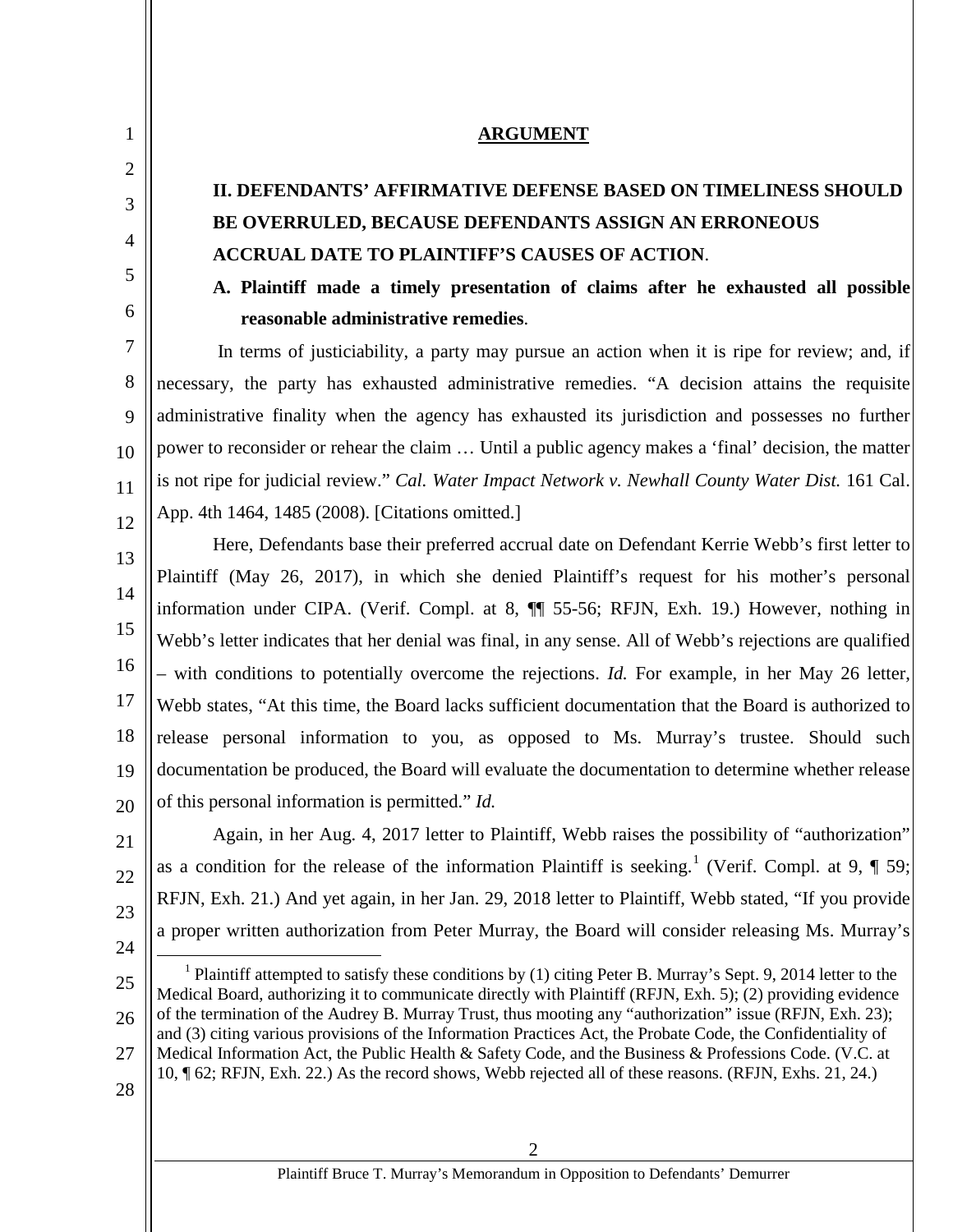## ARGUMENT

### II. DEFENDANTS' AFFIRMATIVE DEFENSE BASED ON TIMELINESS SHOULD BE OVERRULED, BECAUSE DEFENDANTS ASSIGN AN ERRONEOUS ACCRUAL DATE TO PLAINTIFF'S CAUSES OF ACTION.

#### A. Plaintiff made a timely presentation of claims after he exhausted all possible reasonable administrative remedies.

In terms of justiciability, a party may pursue an action when it is ripe for review; and, if necessary, the party has exhausted administrative remedies. "A decision attains the requisite administrative finality when the agency has exhausted its jurisdiction and possesses no further power to reconsider or rehear the claim … Until a public agency makes a 'final' decision, the matter is not ripe for judicial review." *Cal. Water Impact Network v. Newhall County Water Dist.* 161 Cal. App. 4th 1464, 1485 (2008). [Citations omitted.]

Here, Defendants base their preferred accrual date on Defendant Kerrie Webb's first letter to Plaintiff (May 26, 2017), in which she denied Plaintiff's request for his mother's personal information under CIPA. (Verif. Compl. at 8, ¶¶ 55-56; RFJN, Exh. 19.) However, nothing in Webb's letter indicates that her denial was final, in any sense. All of Webb's rejections are qualified – with conditions to potentially overcome the rejections. *Id.* For example, in her May 26 letter, Webb states, "At this time, the Board lacks sufficient documentation that the Board is authorized to release personal information to you, as opposed to Ms. Murray's trustee. Should such documentation be produced, the Board will evaluate the documentation to determine whether release of this personal information is permitted." *Id.*

Again, in her Aug. 4, 2017 letter to Plaintiff, Webb raises the possibility of "authorization" as a condition for the release of the information Plaintiff is seeking.[1] (Verif. Compl. at 9, ¶ 59; RFJN, Exh. 21.) And yet again, in her Jan. 29, 2018 letter to Plaintiff, Webb stated, "If you provide a proper written authorization from Peter Murray, the Board will consider releasing Ms. Murray's

---

[1] Plaintiff attempted to satisfy these conditions by (1) citing Peter B. Murray's Sept. 9, 2014 letter to the Medical Board, authorizing it to communicate directly with Plaintiff (RFJN, Exh. 5); (2) providing evidence of the termination of the Audrey B. Murray Trust, thus mooting any "authorization" issue (RFJN, Exh. 23); and (3) citing various provisions of the Information Practices Act, the Probate Code, the Confidentiality of Medical Information Act, the Public Health & Safety Code, and the Business & Professions Code. (V.C. at 10, ¶ 62; RFJN, Exh. 22.) As the record shows, Webb rejected all of these reasons. (RFJN, Exhs. 21, 24.)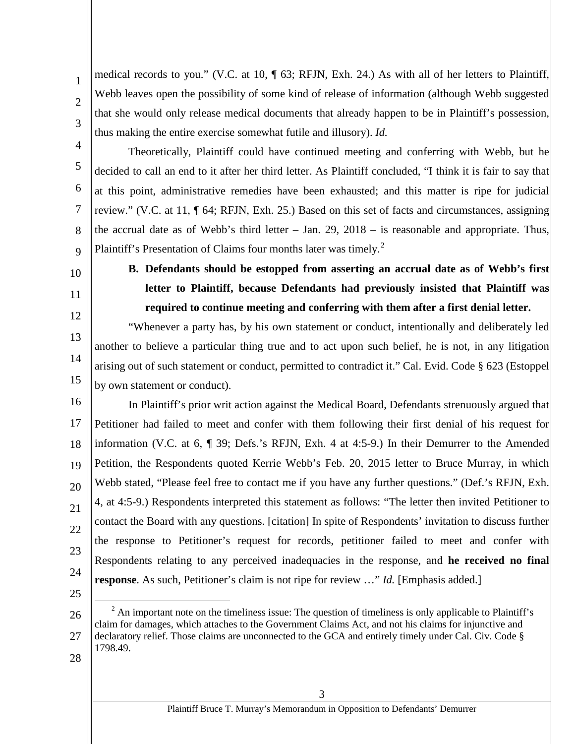medical records to you." (V.C. at 10, ¶ 63; RFJN, Exh. 24.) As with all of her letters to Plaintiff, Webb leaves open the possibility of some kind of release of information (although Webb suggested that she would only release medical documents that already happen to be in Plaintiff's possession, thus making the entire exercise somewhat futile and illusory). *Id.*

Theoretically, Plaintiff could have continued meeting and conferring with Webb, but he decided to call an end to it after her third letter. As Plaintiff concluded, "I think it is fair to say that at this point, administrative remedies have been exhausted; and this matter is ripe for judicial review." (V.C. at 11, ¶ 64; RFJN, Exh. 25.) Based on this set of facts and circumstances, assigning the accrual date as of Webb's third letter – Jan. 29, 2018 – is reasonable and appropriate. Thus, Plaintiff's Presentation of Claims four months later was timely.[2]

**B. Defendants should be estopped from asserting an accrual date as of Webb's first letter to Plaintiff, because Defendants had previously insisted that Plaintiff was required to continue meeting and conferring with them after a first denial letter.**

"Whenever a party has, by his own statement or conduct, intentionally and deliberately led another to believe a particular thing true and to act upon such belief, he is not, in any litigation arising out of such statement or conduct, permitted to contradict it." Cal. Evid. Code § 623 (Estoppel by own statement or conduct).

In Plaintiff's prior writ action against the Medical Board, Defendants strenuously argued that Petitioner had failed to meet and confer with them following their first denial of his request for information (V.C. at 6, ¶ 39; Defs.'s RFJN, Exh. 4 at 4:5-9.) In their Demurrer to the Amended Petition, the Respondents quoted Kerrie Webb's Feb. 20, 2015 letter to Bruce Murray, in which Webb stated, "Please feel free to contact me if you have any further questions." (Def.'s RFJN, Exh. 4, at 4:5-9.) Respondents interpreted this statement as follows: "The letter then invited Petitioner to contact the Board with any questions. [citation] In spite of Respondents' invitation to discuss further the response to Petitioner's request for records, petitioner failed to meet and confer with Respondents relating to any perceived inadequacies in the response, and **he received no final response**. As such, Petitioner's claim is not ripe for review …" *Id.* [Emphasis added.]

---

[2] An important note on the timeliness issue: The question of timeliness is only applicable to Plaintiff's claim for damages, which attaches to the Government Claims Act, and not his claims for injunctive and declaratory relief. Those claims are unconnected to the GCA and entirely timely under Cal. Civ. Code § 1798.49.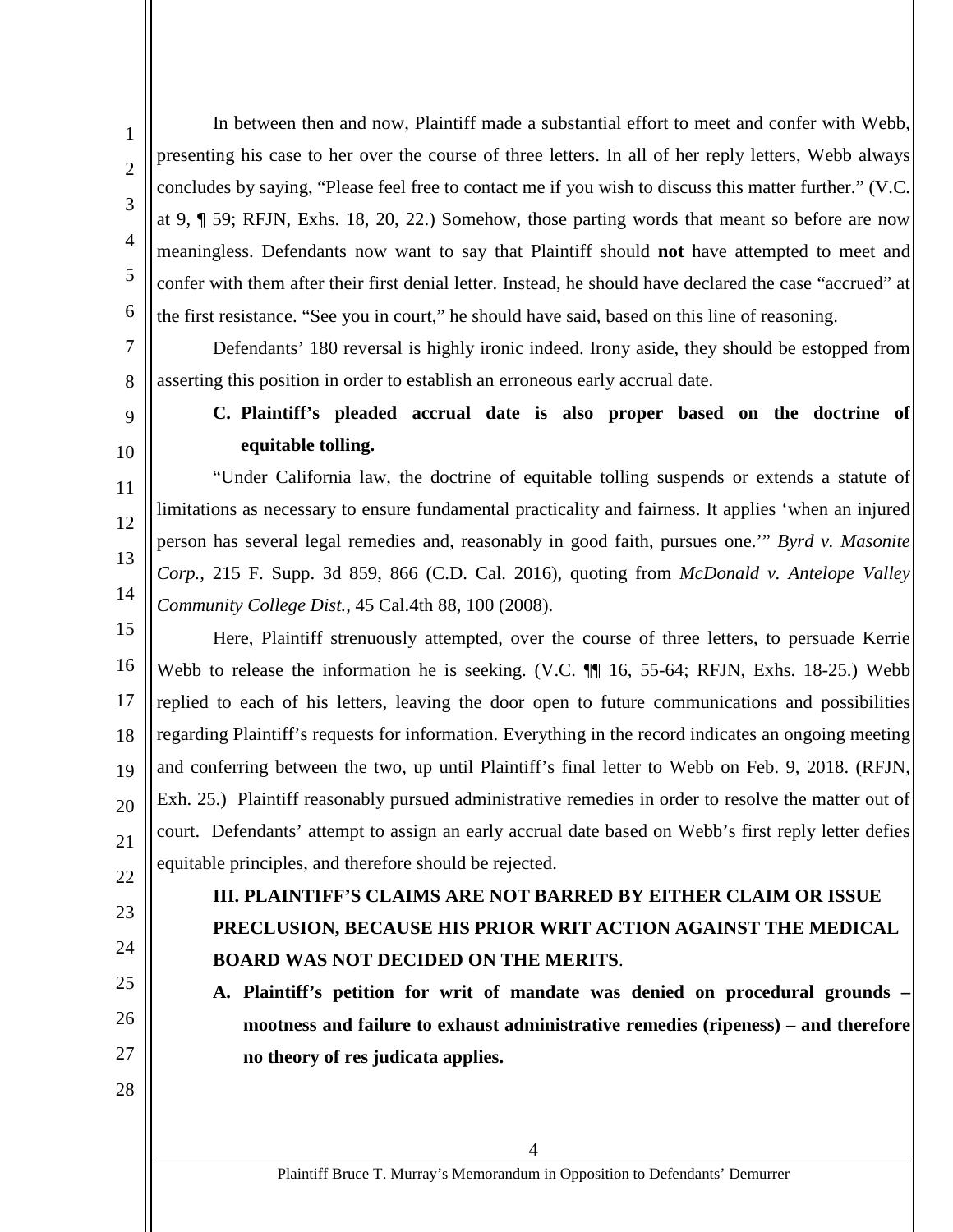In between then and now, Plaintiff made a substantial effort to meet and confer with Webb, presenting his case to her over the course of three letters. In all of her reply letters, Webb always concludes by saying, "Please feel free to contact me if you wish to discuss this matter further." (V.C. at 9, ¶ 59; RFJN, Exhs. 18, 20, 22.) Somehow, those parting words that meant so before are now meaningless. Defendants now want to say that Plaintiff should **not** have attempted to meet and confer with them after their first denial letter. Instead, he should have declared the case "accrued" at the first resistance. "See you in court," he should have said, based on this line of reasoning.

Defendants' 180 reversal is highly ironic indeed. Irony aside, they should be estopped from asserting this position in order to establish an erroneous early accrual date.

**C. Plaintiff's pleaded accrual date is also proper based on the doctrine of equitable tolling.**

"Under California law, the doctrine of equitable tolling suspends or extends a statute of limitations as necessary to ensure fundamental practicality and fairness. It applies 'when an injured person has several legal remedies and, reasonably in good faith, pursues one.'" *Byrd v. Masonite Corp.,* 215 F. Supp. 3d 859, 866 (C.D. Cal. 2016), quoting from *McDonald v. Antelope Valley Community College Dist.,* 45 Cal.4th 88, 100 (2008).

Here, Plaintiff strenuously attempted, over the course of three letters, to persuade Kerrie Webb to release the information he is seeking. (V.C. ¶¶ 16, 55-64; RFJN, Exhs. 18-25.) Webb replied to each of his letters, leaving the door open to future communications and possibilities regarding Plaintiff's requests for information. Everything in the record indicates an ongoing meeting and conferring between the two, up until Plaintiff's final letter to Webb on Feb. 9, 2018. (RFJN, Exh. 25.) Plaintiff reasonably pursued administrative remedies in order to resolve the matter out of court. Defendants' attempt to assign an early accrual date based on Webb's first reply letter defies equitable principles, and therefore should be rejected.

## III. PLAINTIFF'S CLAIMS ARE NOT BARRED BY EITHER CLAIM OR ISSUE PRECLUSION, BECAUSE HIS PRIOR WRIT ACTION AGAINST THE MEDICAL BOARD WAS NOT DECIDED ON THE MERITS.

**A. Plaintiff's petition for writ of mandate was denied on procedural grounds – mootness and failure to exhaust administrative remedies (ripeness) – and therefore no theory of res judicata applies.**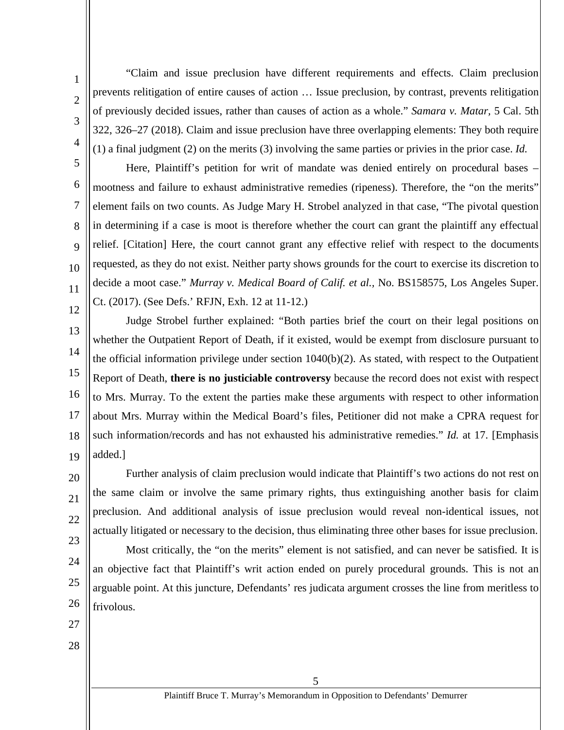"Claim and issue preclusion have different requirements and effects. Claim preclusion prevents relitigation of entire causes of action … Issue preclusion, by contrast, prevents relitigation of previously decided issues, rather than causes of action as a whole." *Samara v. Matar,* 5 Cal. 5th 322, 326–27 (2018). Claim and issue preclusion have three overlapping elements: They both require (1) a final judgment (2) on the merits (3) involving the same parties or privies in the prior case. *Id.*

Here, Plaintiff's petition for writ of mandate was denied entirely on procedural bases – mootness and failure to exhaust administrative remedies (ripeness). Therefore, the "on the merits" element fails on two counts. As Judge Mary H. Strobel analyzed in that case, "The pivotal question in determining if a case is moot is therefore whether the court can grant the plaintiff any effectual relief. [Citation] Here, the court cannot grant any effective relief with respect to the documents requested, as they do not exist. Neither party shows grounds for the court to exercise its discretion to decide a moot case." *Murray v. Medical Board of Calif. et al.,* No. BS158575, Los Angeles Super. Ct. (2017). (See Defs.' RFJN, Exh. 12 at 11-12.)

Judge Strobel further explained: "Both parties brief the court on their legal positions on whether the Outpatient Report of Death, if it existed, would be exempt from disclosure pursuant to the official information privilege under section 1040(b)(2). As stated, with respect to the Outpatient Report of Death, **there is no justiciable controversy** because the record does not exist with respect to Mrs. Murray. To the extent the parties make these arguments with respect to other information about Mrs. Murray within the Medical Board's files, Petitioner did not make a CPRA request for such information/records and has not exhausted his administrative remedies." *Id.* at 17. [Emphasis added.]

Further analysis of claim preclusion would indicate that Plaintiff's two actions do not rest on the same claim or involve the same primary rights, thus extinguishing another basis for claim preclusion. And additional analysis of issue preclusion would reveal non-identical issues, not actually litigated or necessary to the decision, thus eliminating three other bases for issue preclusion.

Most critically, the "on the merits" element is not satisfied, and can never be satisfied. It is an objective fact that Plaintiff's writ action ended on purely procedural grounds. This is not an arguable point. At this juncture, Defendants' res judicata argument crosses the line from meritless to frivolous.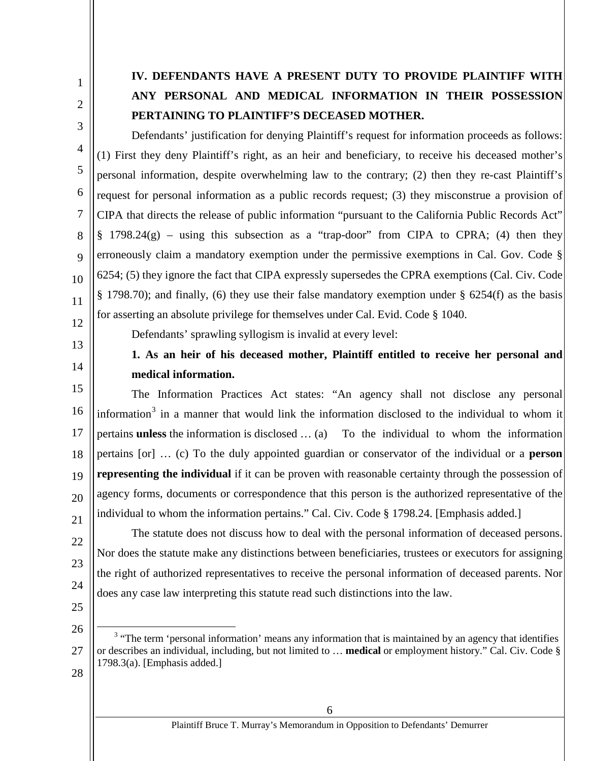## IV. DEFENDANTS HAVE A PRESENT DUTY TO PROVIDE PLAINTIFF WITH ANY PERSONAL AND MEDICAL INFORMATION IN THEIR POSSESSION PERTAINING TO PLAINTIFF'S DECEASED MOTHER.

Defendants' justification for denying Plaintiff's request for information proceeds as follows: (1) First they deny Plaintiff's right, as an heir and beneficiary, to receive his deceased mother's personal information, despite overwhelming law to the contrary; (2) then they re-cast Plaintiff's request for personal information as a public records request; (3) they misconstrue a provision of CIPA that directs the release of public information "pursuant to the California Public Records Act" § 1798.24(g) – using this subsection as a "trap-door" from CIPA to CPRA; (4) then they erroneously claim a mandatory exemption under the permissive exemptions in Cal. Gov. Code § 6254; (5) they ignore the fact that CIPA expressly supersedes the CPRA exemptions (Cal. Civ. Code § 1798.70); and finally, (6) they use their false mandatory exemption under § 6254(f) as the basis for asserting an absolute privilege for themselves under Cal. Evid. Code § 1040.

Defendants' sprawling syllogism is invalid at every level:

### 1. As an heir of his deceased mother, Plaintiff entitled to receive her personal and medical information.

The Information Practices Act states: "An agency shall not disclose any personal information[3] in a manner that would link the information disclosed to the individual to whom it pertains **unless** the information is disclosed … (a) To the individual to whom the information pertains [or] … (c) To the duly appointed guardian or conservator of the individual or a **person representing the individual** if it can be proven with reasonable certainty through the possession of agency forms, documents or correspondence that this person is the authorized representative of the individual to whom the information pertains." Cal. Civ. Code § 1798.24. [Emphasis added.]

The statute does not discuss how to deal with the personal information of deceased persons. Nor does the statute make any distinctions between beneficiaries, trustees or executors for assigning the right of authorized representatives to receive the personal information of deceased parents. Nor does any case law interpreting this statute read such distinctions into the law.

---

[3] "The term 'personal information' means any information that is maintained by an agency that identifies or describes an individual, including, but not limited to … **medical** or employment history." Cal. Civ. Code § 1798.3(a). [Emphasis added.]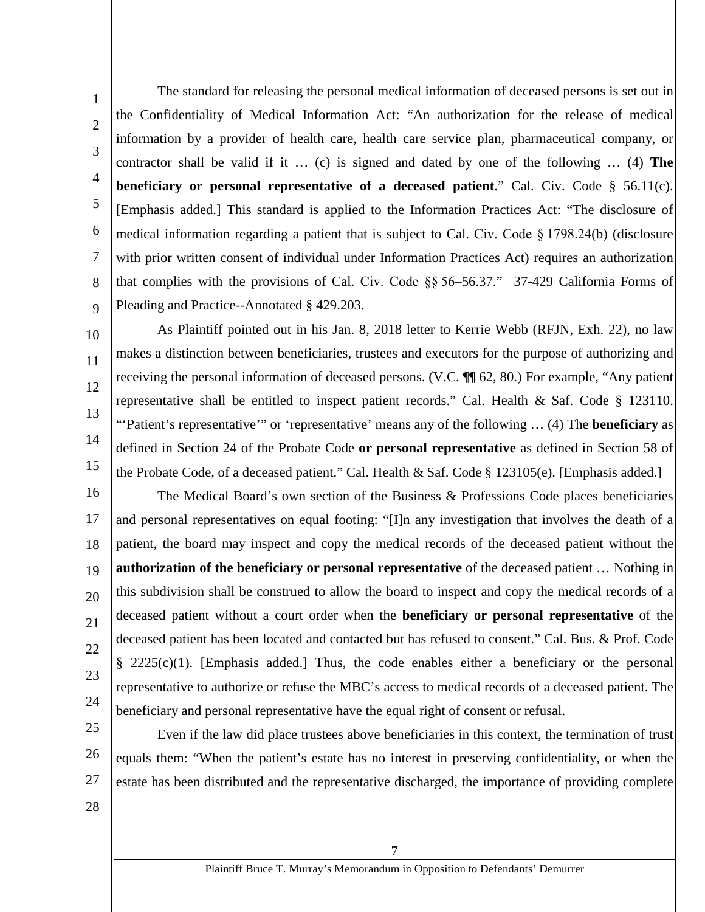The standard for releasing the personal medical information of deceased persons is set out in the Confidentiality of Medical Information Act: "An authorization for the release of medical information by a provider of health care, health care service plan, pharmaceutical company, or contractor shall be valid if it … (c) is signed and dated by one of the following … (4) **The beneficiary or personal representative of a deceased patient**." Cal. Civ. Code § 56.11(c). [Emphasis added.] This standard is applied to the Information Practices Act: "The disclosure of medical information regarding a patient that is subject to Cal. Civ. Code § 1798.24(b) (disclosure with prior written consent of individual under Information Practices Act) requires an authorization that complies with the provisions of Cal. Civ. Code §§ 56–56.37." 37-429 California Forms of Pleading and Practice--Annotated § 429.203.

As Plaintiff pointed out in his Jan. 8, 2018 letter to Kerrie Webb (RFJN, Exh. 22), no law makes a distinction between beneficiaries, trustees and executors for the purpose of authorizing and receiving the personal information of deceased persons. (V.C. ¶¶ 62, 80.) For example, "Any patient representative shall be entitled to inspect patient records." Cal. Health & Saf. Code § 123110. "'Patient's representative'" or 'representative' means any of the following … (4) The **beneficiary** as defined in Section 24 of the Probate Code **or personal representative** as defined in Section 58 of the Probate Code, of a deceased patient." Cal. Health & Saf. Code § 123105(e). [Emphasis added.]

The Medical Board's own section of the Business & Professions Code places beneficiaries and personal representatives on equal footing: "[I]n any investigation that involves the death of a patient, the board may inspect and copy the medical records of the deceased patient without the **authorization of the beneficiary or personal representative** of the deceased patient … Nothing in this subdivision shall be construed to allow the board to inspect and copy the medical records of a deceased patient without a court order when the **beneficiary or personal representative** of the deceased patient has been located and contacted but has refused to consent." Cal. Bus. & Prof. Code § 2225(c)(1). [Emphasis added.] Thus, the code enables either a beneficiary or the personal representative to authorize or refuse the MBC's access to medical records of a deceased patient. The beneficiary and personal representative have the equal right of consent or refusal.

Even if the law did place trustees above beneficiaries in this context, the termination of trust equals them: "When the patient's estate has no interest in preserving confidentiality, or when the estate has been distributed and the representative discharged, the importance of providing complete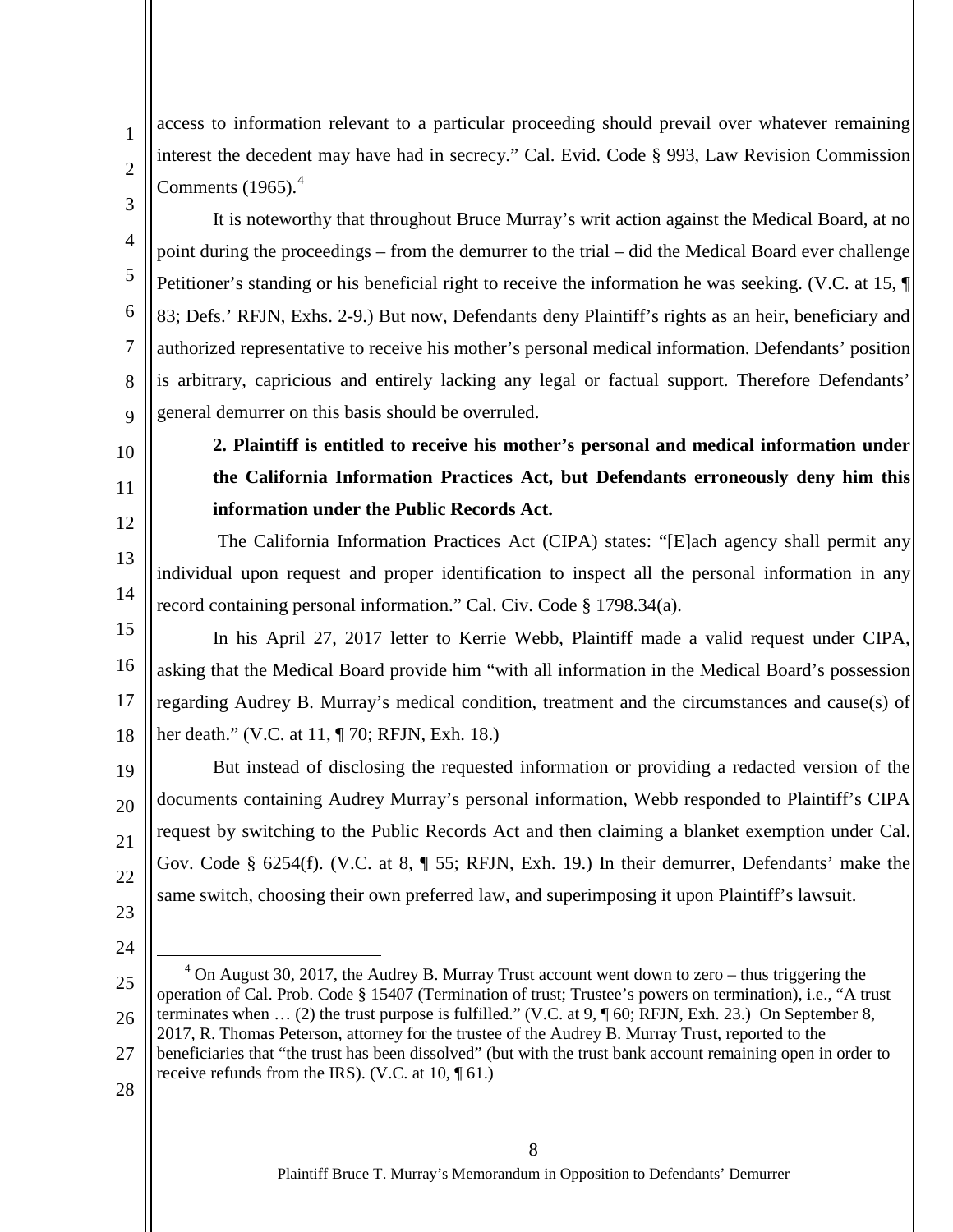access to information relevant to a particular proceeding should prevail over whatever remaining interest the decedent may have had in secrecy." Cal. Evid. Code § 993, Law Revision Commission Comments (1965).[4]

It is noteworthy that throughout Bruce Murray's writ action against the Medical Board, at no point during the proceedings – from the demurrer to the trial – did the Medical Board ever challenge Petitioner's standing or his beneficial right to receive the information he was seeking. (V.C. at 15, ¶ 83; Defs.' RFJN, Exhs. 2-9.) But now, Defendants deny Plaintiff's rights as an heir, beneficiary and authorized representative to receive his mother's personal medical information. Defendants' position is arbitrary, capricious and entirely lacking any legal or factual support. Therefore Defendants' general demurrer on this basis should be overruled.

**2. Plaintiff is entitled to receive his mother's personal and medical information under the California Information Practices Act, but Defendants erroneously deny him this information under the Public Records Act.**

The California Information Practices Act (CIPA) states: "[E]ach agency shall permit any individual upon request and proper identification to inspect all the personal information in any record containing personal information." Cal. Civ. Code § 1798.34(a).

In his April 27, 2017 letter to Kerrie Webb, Plaintiff made a valid request under CIPA, asking that the Medical Board provide him "with all information in the Medical Board's possession regarding Audrey B. Murray's medical condition, treatment and the circumstances and cause(s) of her death." (V.C. at 11, ¶ 70; RFJN, Exh. 18.)

But instead of disclosing the requested information or providing a redacted version of the documents containing Audrey Murray's personal information, Webb responded to Plaintiff's CIPA request by switching to the Public Records Act and then claiming a blanket exemption under Cal. Gov. Code § 6254(f). (V.C. at 8, ¶ 55; RFJN, Exh. 19.) In their demurrer, Defendants' make the same switch, choosing their own preferred law, and superimposing it upon Plaintiff's lawsuit.

---

[4] On August 30, 2017, the Audrey B. Murray Trust account went down to zero – thus triggering the operation of Cal. Prob. Code § 15407 (Termination of trust; Trustee's powers on termination), i.e., "A trust terminates when … (2) the trust purpose is fulfilled." (V.C. at 9, ¶ 60; RFJN, Exh. 23.) On September 8, 2017, R. Thomas Peterson, attorney for the trustee of the Audrey B. Murray Trust, reported to the beneficiaries that "the trust has been dissolved" (but with the trust bank account remaining open in order to receive refunds from the IRS). (V.C. at 10, ¶ 61.)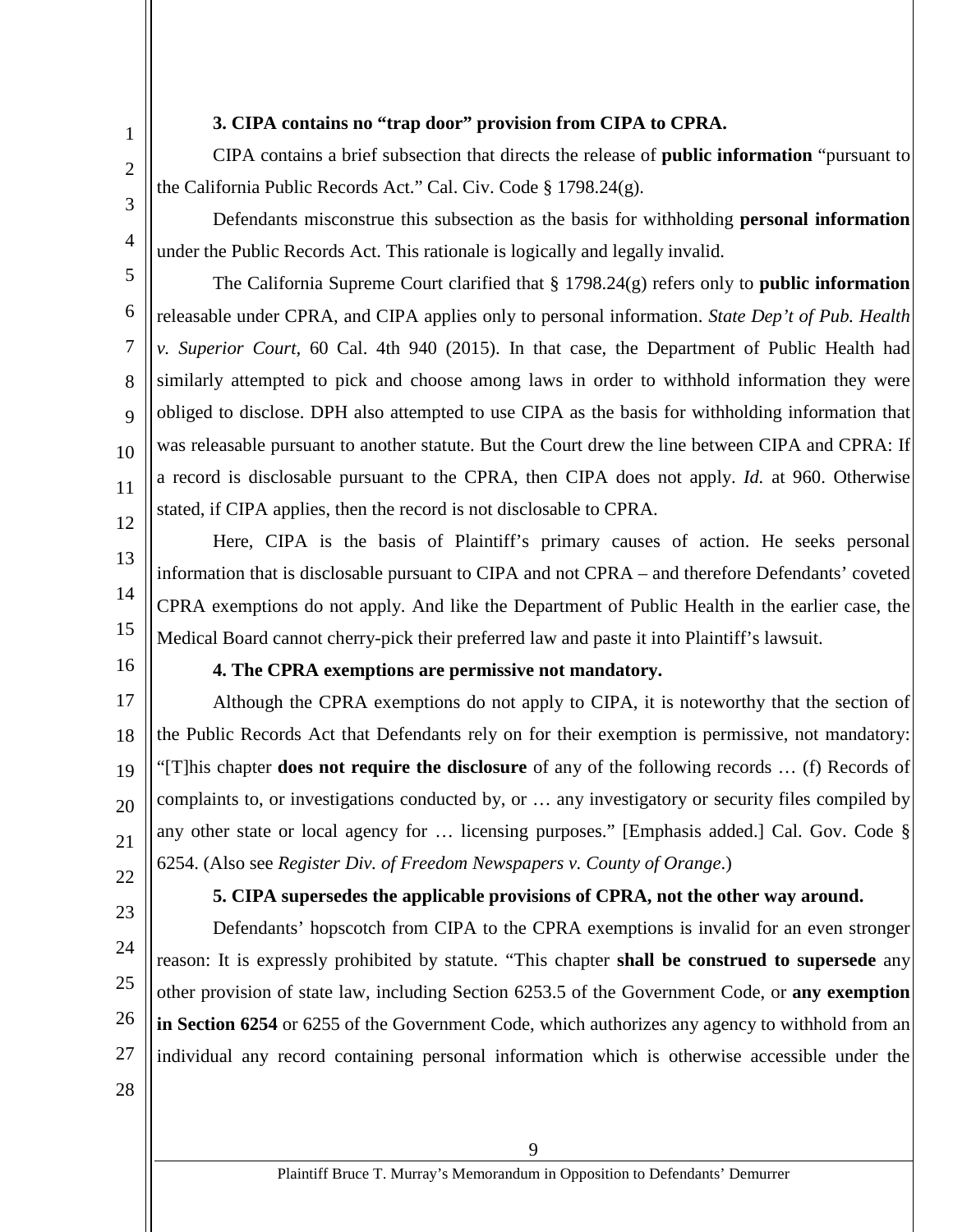**3. CIPA contains no "trap door" provision from CIPA to CPRA.**

CIPA contains a brief subsection that directs the release of **public information** "pursuant to the California Public Records Act." Cal. Civ. Code § 1798.24(g).

Defendants misconstrue this subsection as the basis for withholding **personal information** under the Public Records Act. This rationale is logically and legally invalid.

The California Supreme Court clarified that § 1798.24(g) refers only to **public information** releasable under CPRA, and CIPA applies only to personal information. *State Dep't of Pub. Health v. Superior Court,* 60 Cal. 4th 940 (2015). In that case, the Department of Public Health had similarly attempted to pick and choose among laws in order to withhold information they were obliged to disclose. DPH also attempted to use CIPA as the basis for withholding information that was releasable pursuant to another statute. But the Court drew the line between CIPA and CPRA: If a record is disclosable pursuant to the CPRA, then CIPA does not apply. *Id.* at 960. Otherwise stated, if CIPA applies, then the record is not disclosable to CPRA.

Here, CIPA is the basis of Plaintiff's primary causes of action. He seeks personal information that is disclosable pursuant to CIPA and not CPRA – and therefore Defendants' coveted CPRA exemptions do not apply. And like the Department of Public Health in the earlier case, the Medical Board cannot cherry-pick their preferred law and paste it into Plaintiff's lawsuit.

**4. The CPRA exemptions are permissive not mandatory.**

Although the CPRA exemptions do not apply to CIPA, it is noteworthy that the section of the Public Records Act that Defendants rely on for their exemption is permissive, not mandatory: "[T]his chapter **does not require the disclosure** of any of the following records … (f) Records of complaints to, or investigations conducted by, or … any investigatory or security files compiled by any other state or local agency for … licensing purposes." [Emphasis added.] Cal. Gov. Code § 6254. (Also see *Register Div. of Freedom Newspapers v. County of Orange*.)

**5. CIPA supersedes the applicable provisions of CPRA, not the other way around.**

Defendants' hopscotch from CIPA to the CPRA exemptions is invalid for an even stronger reason: It is expressly prohibited by statute. "This chapter **shall be construed to supersede** any other provision of state law, including Section 6253.5 of the Government Code, or **any exemption in Section 6254** or 6255 of the Government Code, which authorizes any agency to withhold from an individual any record containing personal information which is otherwise accessible under the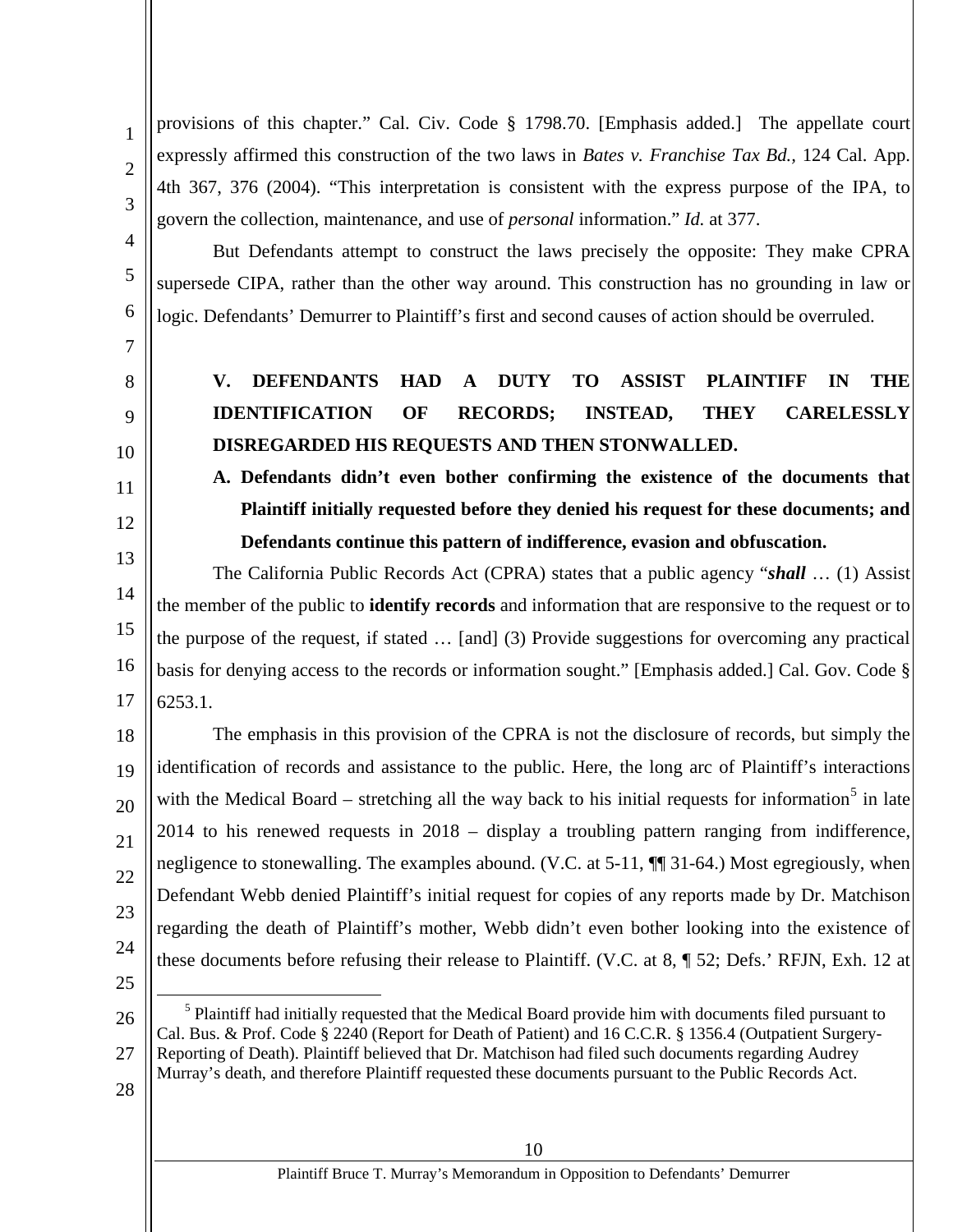provisions of this chapter." Cal. Civ. Code § 1798.70. [Emphasis added.] The appellate court expressly affirmed this construction of the two laws in *Bates v. Franchise Tax Bd.,* 124 Cal. App. 4th 367, 376 (2004). "This interpretation is consistent with the express purpose of the IPA, to govern the collection, maintenance, and use of *personal* information." *Id.* at 377.

But Defendants attempt to construct the laws precisely the opposite: They make CPRA supersede CIPA, rather than the other way around. This construction has no grounding in law or logic. Defendants' Demurrer to Plaintiff's first and second causes of action should be overruled.

## V. DEFENDANTS HAD A DUTY TO ASSIST PLAINTIFF IN THE IDENTIFICATION OF RECORDS; INSTEAD, THEY CARELESSLY DISREGARDED HIS REQUESTS AND THEN STONWALLED.

### A. Defendants didn't even bother confirming the existence of the documents that Plaintiff initially requested before they denied his request for these documents; and Defendants continue this pattern of indifference, evasion and obfuscation.

The California Public Records Act (CPRA) states that a public agency "***shall*** … (1) Assist the member of the public to **identify records** and information that are responsive to the request or to the purpose of the request, if stated … [and] (3) Provide suggestions for overcoming any practical basis for denying access to the records or information sought." [Emphasis added.] Cal. Gov. Code § 6253.1.

The emphasis in this provision of the CPRA is not the disclosure of records, but simply the identification of records and assistance to the public. Here, the long arc of Plaintiff's interactions with the Medical Board – stretching all the way back to his initial requests for information[5] in late 2014 to his renewed requests in 2018 – display a troubling pattern ranging from indifference, negligence to stonewalling. The examples abound. (V.C. at 5-11, ¶¶ 31-64.) Most egregiously, when Defendant Webb denied Plaintiff's initial request for copies of any reports made by Dr. Matchison regarding the death of Plaintiff's mother, Webb didn't even bother looking into the existence of these documents before refusing their release to Plaintiff. (V.C. at 8, ¶ 52; Defs.' RFJN, Exh. 12 at

[5] Plaintiff had initially requested that the Medical Board provide him with documents filed pursuant to Cal. Bus. & Prof. Code § 2240 (Report for Death of Patient) and 16 C.C.R. § 1356.4 (Outpatient Surgery-Reporting of Death). Plaintiff believed that Dr. Matchison had filed such documents regarding Audrey Murray's death, and therefore Plaintiff requested these documents pursuant to the Public Records Act.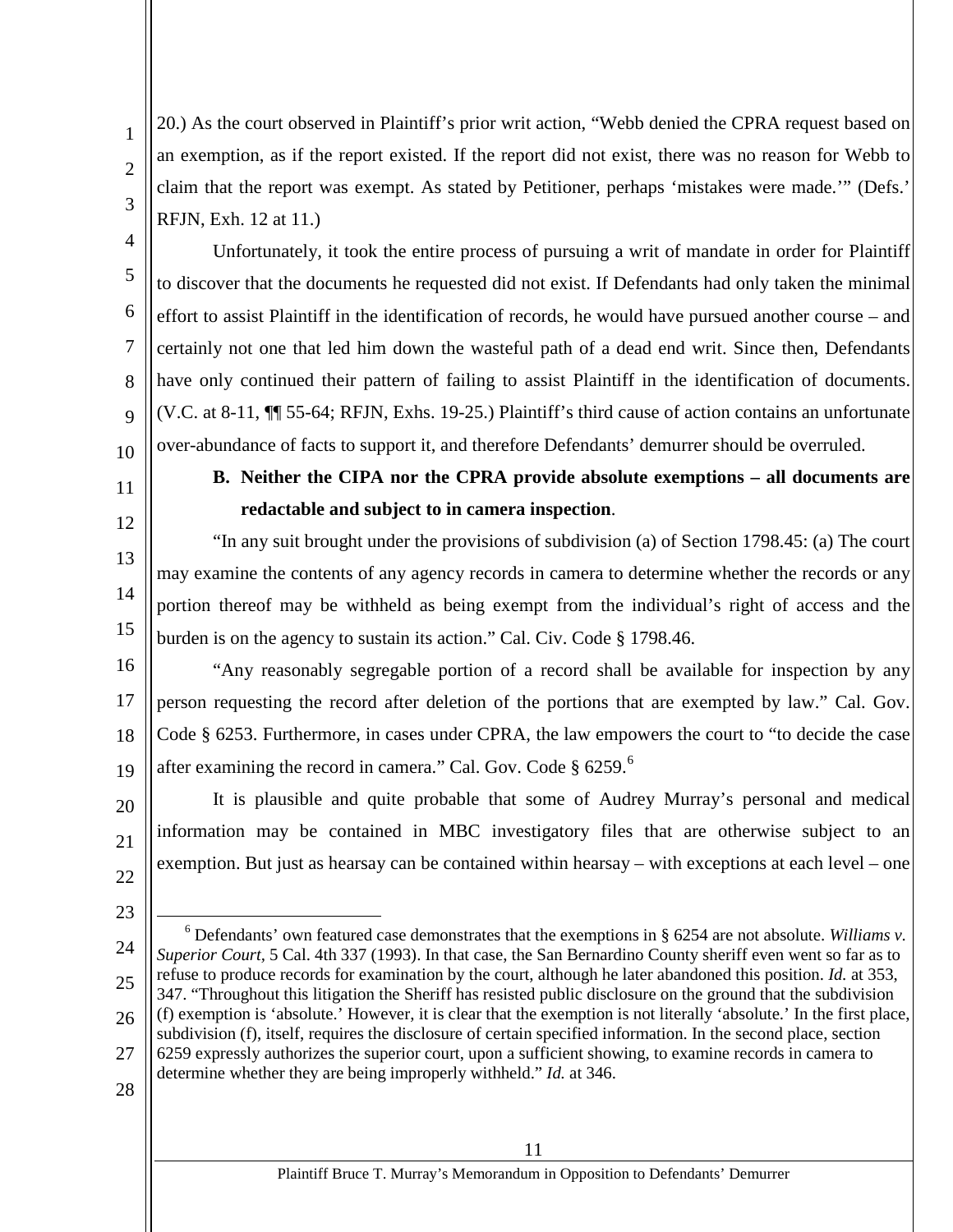20.) As the court observed in Plaintiff's prior writ action, "Webb denied the CPRA request based on an exemption, as if the report existed. If the report did not exist, there was no reason for Webb to claim that the report was exempt. As stated by Petitioner, perhaps 'mistakes were made.'" (Defs.' RFJN, Exh. 12 at 11.)

Unfortunately, it took the entire process of pursuing a writ of mandate in order for Plaintiff to discover that the documents he requested did not exist. If Defendants had only taken the minimal effort to assist Plaintiff in the identification of records, he would have pursued another course – and certainly not one that led him down the wasteful path of a dead end writ. Since then, Defendants have only continued their pattern of failing to assist Plaintiff in the identification of documents. (V.C. at 8-11, ¶¶ 55-64; RFJN, Exhs. 19-25.) Plaintiff's third cause of action contains an unfortunate over-abundance of facts to support it, and therefore Defendants' demurrer should be overruled.

### B. Neither the CIPA nor the CPRA provide absolute exemptions – all documents are redactable and subject to in camera inspection.

"In any suit brought under the provisions of subdivision (a) of Section 1798.45: (a) The court may examine the contents of any agency records in camera to determine whether the records or any portion thereof may be withheld as being exempt from the individual's right of access and the burden is on the agency to sustain its action." Cal. Civ. Code § 1798.46.

"Any reasonably segregable portion of a record shall be available for inspection by any person requesting the record after deletion of the portions that are exempted by law." Cal. Gov. Code § 6253. Furthermore, in cases under CPRA, the law empowers the court to "to decide the case after examining the record in camera." Cal. Gov. Code § 6259.[6]

It is plausible and quite probable that some of Audrey Murray's personal and medical information may be contained in MBC investigatory files that are otherwise subject to an exemption. But just as hearsay can be contained within hearsay – with exceptions at each level – one

---

[6] Defendants' own featured case demonstrates that the exemptions in § 6254 are not absolute. *Williams v. Superior Court*, 5 Cal. 4th 337 (1993). In that case, the San Bernardino County sheriff even went so far as to refuse to produce records for examination by the court, although he later abandoned this position. *Id.* at 353, 347. "Throughout this litigation the Sheriff has resisted public disclosure on the ground that the subdivision (f) exemption is 'absolute.' However, it is clear that the exemption is not literally 'absolute.' In the first place, subdivision (f), itself, requires the disclosure of certain specified information. In the second place, section 6259 expressly authorizes the superior court, upon a sufficient showing, to examine records in camera to determine whether they are being improperly withheld." *Id.* at 346.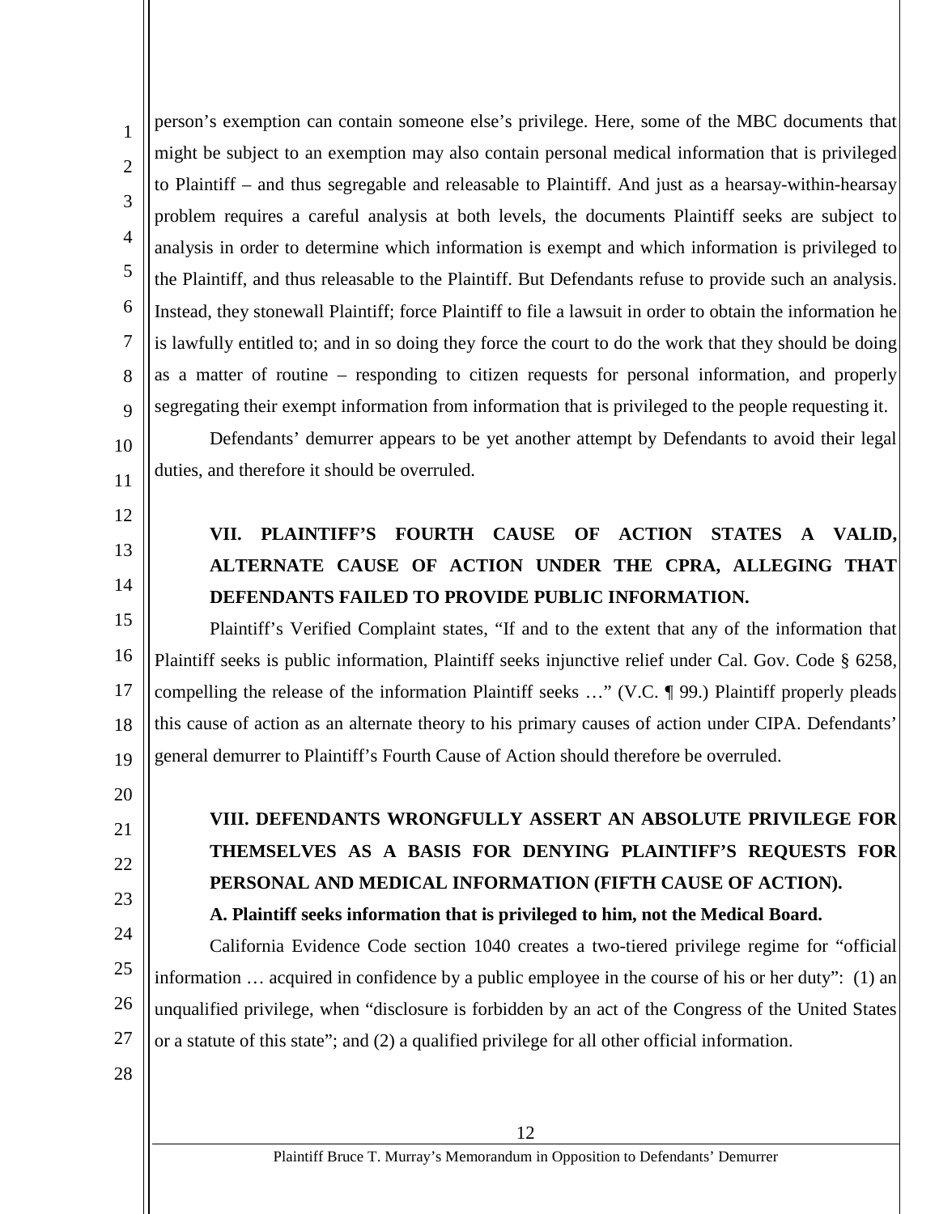person's exemption can contain someone else's privilege. Here, some of the MBC documents that might be subject to an exemption may also contain personal medical information that is privileged to Plaintiff – and thus segregable and releasable to Plaintiff. And just as a hearsay-within-hearsay problem requires a careful analysis at both levels, the documents Plaintiff seeks are subject to analysis in order to determine which information is exempt and which information is privileged to the Plaintiff, and thus releasable to the Plaintiff. But Defendants refuse to provide such an analysis. Instead, they stonewall Plaintiff; force Plaintiff to file a lawsuit in order to obtain the information he is lawfully entitled to; and in so doing they force the court to do the work that they should be doing as a matter of routine – responding to citizen requests for personal information, and properly segregating their exempt information from information that is privileged to the people requesting it.

Defendants' demurrer appears to be yet another attempt by Defendants to avoid their legal duties, and therefore it should be overruled.

## VII. PLAINTIFF'S FOURTH CAUSE OF ACTION STATES A VALID, ALTERNATE CAUSE OF ACTION UNDER THE CPRA, ALLEGING THAT DEFENDANTS FAILED TO PROVIDE PUBLIC INFORMATION.

Plaintiff's Verified Complaint states, "If and to the extent that any of the information that Plaintiff seeks is public information, Plaintiff seeks injunctive relief under Cal. Gov. Code § 6258, compelling the release of the information Plaintiff seeks …" (V.C. ¶ 99.) Plaintiff properly pleads this cause of action as an alternate theory to his primary causes of action under CIPA. Defendants' general demurrer to Plaintiff's Fourth Cause of Action should therefore be overruled.

## VIII. DEFENDANTS WRONGFULLY ASSERT AN ABSOLUTE PRIVILEGE FOR THEMSELVES AS A BASIS FOR DENYING PLAINTIFF'S REQUESTS FOR PERSONAL AND MEDICAL INFORMATION (FIFTH CAUSE OF ACTION).

### A. Plaintiff seeks information that is privileged to him, not the Medical Board.

California Evidence Code section 1040 creates a two-tiered privilege regime for "official information … acquired in confidence by a public employee in the course of his or her duty": (1) an unqualified privilege, when "disclosure is forbidden by an act of the Congress of the United States or a statute of this state"; and (2) a qualified privilege for all other official information.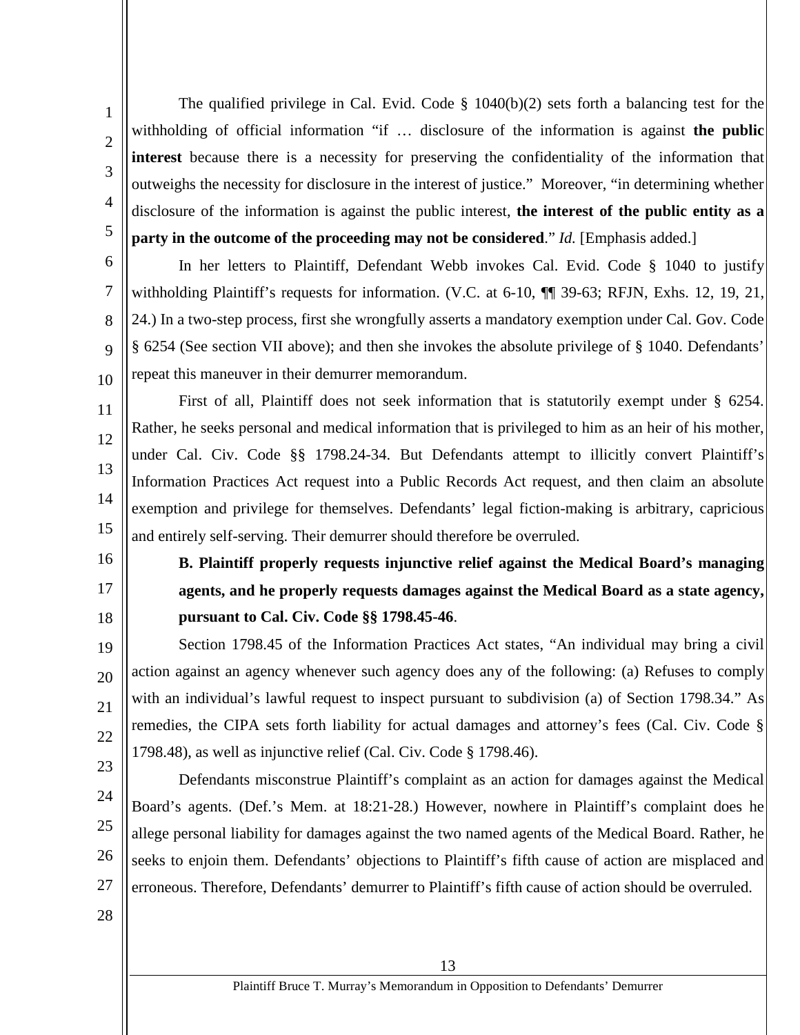The qualified privilege in Cal. Evid. Code § 1040(b)(2) sets forth a balancing test for the withholding of official information "if … disclosure of the information is against **the public interest** because there is a necessity for preserving the confidentiality of the information that outweighs the necessity for disclosure in the interest of justice." Moreover, "in determining whether disclosure of the information is against the public interest, **the interest of the public entity as a party in the outcome of the proceeding may not be considered**." *Id.* [Emphasis added.]

In her letters to Plaintiff, Defendant Webb invokes Cal. Evid. Code § 1040 to justify withholding Plaintiff's requests for information. (V.C. at 6-10, ¶¶ 39-63; RFJN, Exhs. 12, 19, 21, 24.) In a two-step process, first she wrongfully asserts a mandatory exemption under Cal. Gov. Code § 6254 (See section VII above); and then she invokes the absolute privilege of § 1040. Defendants' repeat this maneuver in their demurrer memorandum.

First of all, Plaintiff does not seek information that is statutorily exempt under § 6254. Rather, he seeks personal and medical information that is privileged to him as an heir of his mother, under Cal. Civ. Code §§ 1798.24-34. But Defendants attempt to illicitly convert Plaintiff's Information Practices Act request into a Public Records Act request, and then claim an absolute exemption and privilege for themselves. Defendants' legal fiction-making is arbitrary, capricious and entirely self-serving. Their demurrer should therefore be overruled.

**B. Plaintiff properly requests injunctive relief against the Medical Board's managing agents, and he properly requests damages against the Medical Board as a state agency, pursuant to Cal. Civ. Code §§ 1798.45-46**.

Section 1798.45 of the Information Practices Act states, "An individual may bring a civil action against an agency whenever such agency does any of the following: (a) Refuses to comply with an individual's lawful request to inspect pursuant to subdivision (a) of Section 1798.34." As remedies, the CIPA sets forth liability for actual damages and attorney's fees (Cal. Civ. Code § 1798.48), as well as injunctive relief (Cal. Civ. Code § 1798.46).

Defendants misconstrue Plaintiff's complaint as an action for damages against the Medical Board's agents. (Def.'s Mem. at 18:21-28.) However, nowhere in Plaintiff's complaint does he allege personal liability for damages against the two named agents of the Medical Board. Rather, he seeks to enjoin them. Defendants' objections to Plaintiff's fifth cause of action are misplaced and erroneous. Therefore, Defendants' demurrer to Plaintiff's fifth cause of action should be overruled.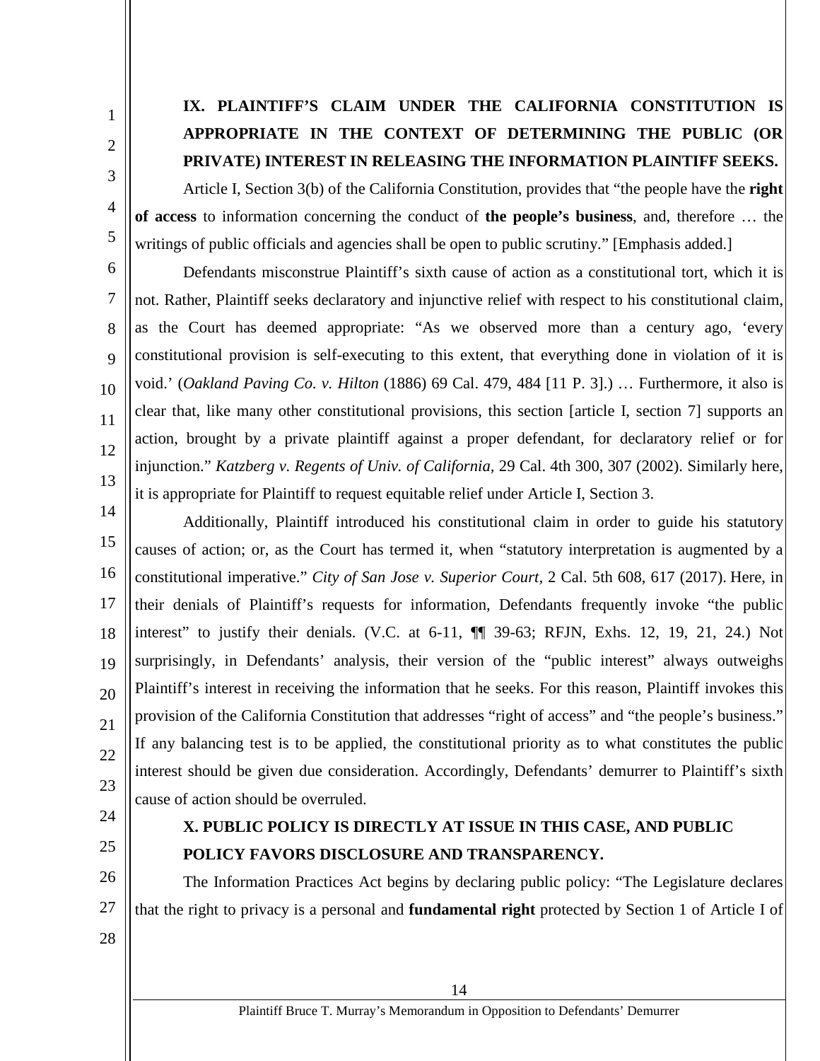## IX. PLAINTIFF'S CLAIM UNDER THE CALIFORNIA CONSTITUTION IS APPROPRIATE IN THE CONTEXT OF DETERMINING THE PUBLIC (OR PRIVATE) INTEREST IN RELEASING THE INFORMATION PLAINTIFF SEEKS.

Article I, Section 3(b) of the California Constitution, provides that "the people have the **right of access** to information concerning the conduct of **the people's business**, and, therefore … the writings of public officials and agencies shall be open to public scrutiny." [Emphasis added.]

Defendants misconstrue Plaintiff's sixth cause of action as a constitutional tort, which it is not. Rather, Plaintiff seeks declaratory and injunctive relief with respect to his constitutional claim, as the Court has deemed appropriate: "As we observed more than a century ago, 'every constitutional provision is self-executing to this extent, that everything done in violation of it is void.' (*Oakland Paving Co. v. Hilton* (1886) 69 Cal. 479, 484 [11 P. 3].) … Furthermore, it also is clear that, like many other constitutional provisions, this section [article I, section 7] supports an action, brought by a private plaintiff against a proper defendant, for declaratory relief or for injunction." *Katzberg v. Regents of Univ. of California*, 29 Cal. 4th 300, 307 (2002). Similarly here, it is appropriate for Plaintiff to request equitable relief under Article I, Section 3.

Additionally, Plaintiff introduced his constitutional claim in order to guide his statutory causes of action; or, as the Court has termed it, when "statutory interpretation is augmented by a constitutional imperative." *City of San Jose v. Superior Court*, 2 Cal. 5th 608, 617 (2017). Here, in their denials of Plaintiff's requests for information, Defendants frequently invoke "the public interest" to justify their denials. (V.C. at 6-11, ¶¶ 39-63; RFJN, Exhs. 12, 19, 21, 24.) Not surprisingly, in Defendants' analysis, their version of the "public interest" always outweighs Plaintiff's interest in receiving the information that he seeks. For this reason, Plaintiff invokes this provision of the California Constitution that addresses "right of access" and "the people's business." If any balancing test is to be applied, the constitutional priority as to what constitutes the public interest should be given due consideration. Accordingly, Defendants' demurrer to Plaintiff's sixth cause of action should be overruled.

## X. PUBLIC POLICY IS DIRECTLY AT ISSUE IN THIS CASE, AND PUBLIC POLICY FAVORS DISCLOSURE AND TRANSPARENCY.

The Information Practices Act begins by declaring public policy: "The Legislature declares that the right to privacy is a personal and **fundamental right** protected by Section 1 of Article I of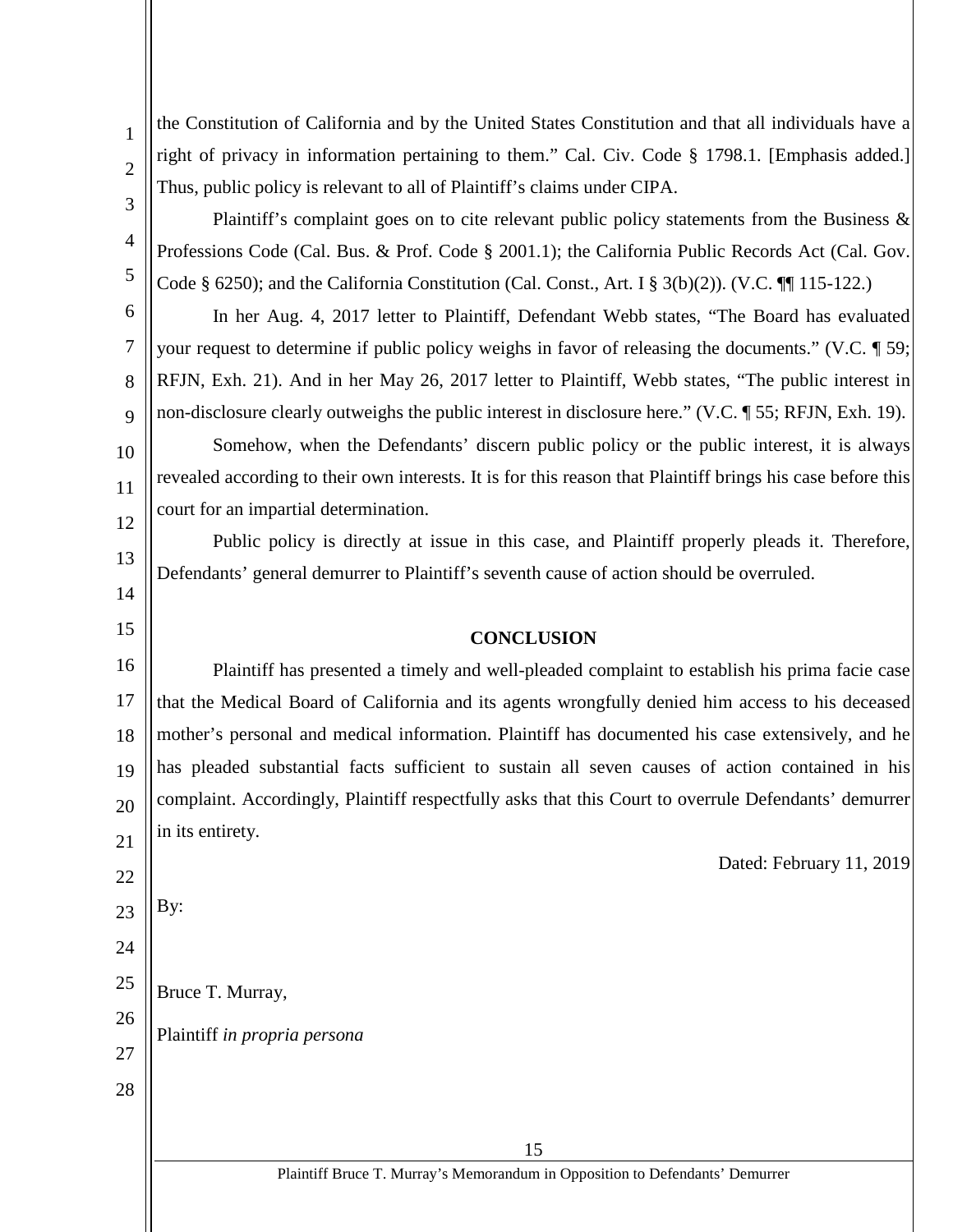the Constitution of California and by the United States Constitution and that all individuals have a right of privacy in information pertaining to them." Cal. Civ. Code § 1798.1. [Emphasis added.] Thus, public policy is relevant to all of Plaintiff's claims under CIPA.

Plaintiff's complaint goes on to cite relevant public policy statements from the Business & Professions Code (Cal. Bus. & Prof. Code § 2001.1); the California Public Records Act (Cal. Gov. Code § 6250); and the California Constitution (Cal. Const., Art. I § 3(b)(2)). (V.C. ¶¶ 115-122.)

In her Aug. 4, 2017 letter to Plaintiff, Defendant Webb states, "The Board has evaluated your request to determine if public policy weighs in favor of releasing the documents." (V.C. ¶ 59; RFJN, Exh. 21). And in her May 26, 2017 letter to Plaintiff, Webb states, "The public interest in non-disclosure clearly outweighs the public interest in disclosure here." (V.C. ¶ 55; RFJN, Exh. 19).

Somehow, when the Defendants' discern public policy or the public interest, it is always revealed according to their own interests. It is for this reason that Plaintiff brings his case before this court for an impartial determination.

Public policy is directly at issue in this case, and Plaintiff properly pleads it. Therefore, Defendants' general demurrer to Plaintiff's seventh cause of action should be overruled.

**CONCLUSION**

Plaintiff has presented a timely and well-pleaded complaint to establish his prima facie case that the Medical Board of California and its agents wrongfully denied him access to his deceased mother's personal and medical information. Plaintiff has documented his case extensively, and he has pleaded substantial facts sufficient to sustain all seven causes of action contained in his complaint. Accordingly, Plaintiff respectfully asks that this Court to overrule Defendants' demurrer in its entirety.

Dated: February 11, 2019

By:

Bruce T. Murray,

Plaintiff *in propria persona*